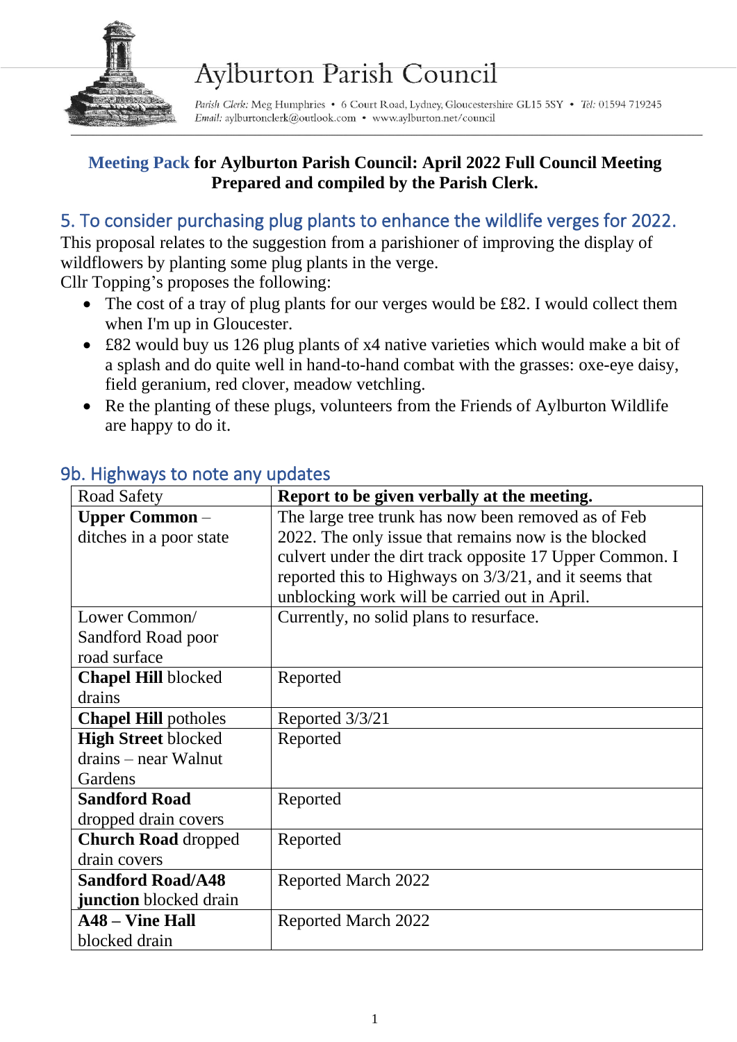# Aylburton Parish Council

*Parish Clerk:* Meg Humphries • 6 Court Road, Lydney, Gloucestershire GL15 5SY • *Tel:* 01594 719245
*Email:* aylburtonclerk@outlook.com • www.aylburton.net/council

**Meeting Pack for Aylburton Parish Council: April 2022 Full Council Meeting**
**Prepared and compiled by the Parish Clerk.**

## 5. To consider purchasing plug plants to enhance the wildlife verges for 2022.

This proposal relates to the suggestion from a parishioner of improving the display of wildflowers by planting some plug plants in the verge.
Cllr Topping's proposes the following:

- The cost of a tray of plug plants for our verges would be £82. I would collect them when I'm up in Gloucester.
- £82 would buy us 126 plug plants of x4 native varieties which would make a bit of a splash and do quite well in hand-to-hand combat with the grasses: oxe-eye daisy, field geranium, red clover, meadow vetchling.
- Re the planting of these plugs, volunteers from the Friends of Aylburton Wildlife are happy to do it.

## 9b. Highways to note any updates

| Road Safety | **Report to be given verbally at the meeting.** |
|---|---|
| **Upper Common** – ditches in a poor state | The large tree trunk has now been removed as of Feb 2022. The only issue that remains now is the blocked culvert under the dirt track opposite 17 Upper Common. I reported this to Highways on 3/3/21, and it seems that unblocking work will be carried out in April. |
| Lower Common/ Sandford Road poor road surface | Currently, no solid plans to resurface. |
| **Chapel Hill** blocked drains | Reported |
| **Chapel Hill** potholes | Reported 3/3/21 |
| **High Street** blocked drains – near Walnut Gardens | Reported |
| **Sandford Road** dropped drain covers | Reported |
| **Church Road** dropped drain covers | Reported |
| **Sandford Road/A48 junction** blocked drain | Reported March 2022 |
| **A48 – Vine Hall** blocked drain | Reported March 2022 |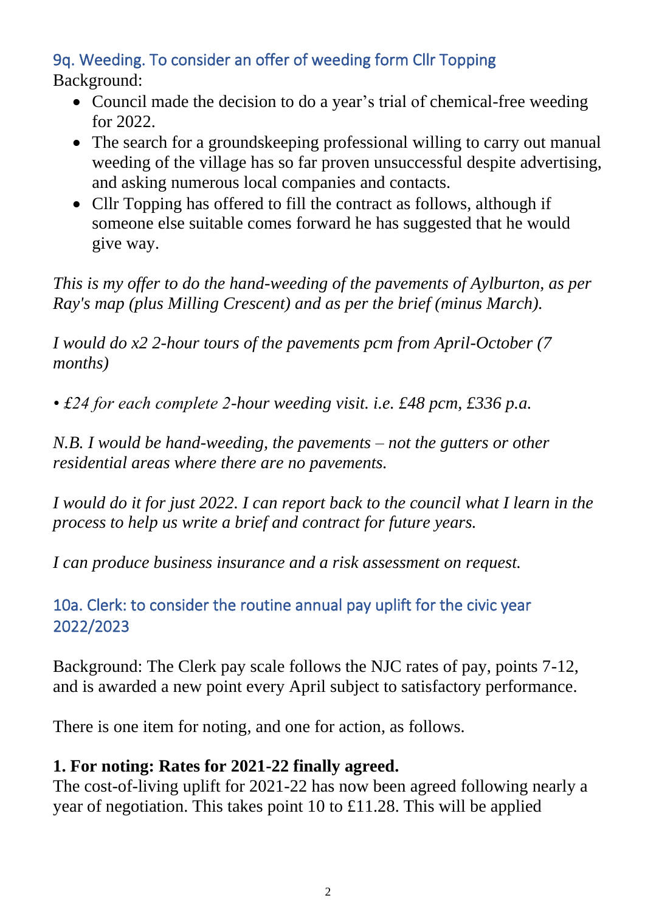### 9q. Weeding. To consider an offer of weeding form Cllr Topping

Background:

- Council made the decision to do a year's trial of chemical-free weeding for 2022.
- The search for a groundskeeping professional willing to carry out manual weeding of the village has so far proven unsuccessful despite advertising, and asking numerous local companies and contacts.
- Cllr Topping has offered to fill the contract as follows, although if someone else suitable comes forward he has suggested that he would give way.

*This is my offer to do the hand-weeding of the pavements of Aylburton, as per Ray's map (plus Milling Crescent) and as per the brief (minus March).*

*I would do x2 2-hour tours of the pavements pcm from April-October (7 months)*

*• £24 for each complete 2-hour weeding visit. i.e. £48 pcm, £336 p.a.*

*N.B. I would be hand-weeding, the pavements – not the gutters or other residential areas where there are no pavements.*

*I would do it for just 2022. I can report back to the council what I learn in the process to help us write a brief and contract for future years.*

*I can produce business insurance and a risk assessment on request.*

### 10a. Clerk: to consider the routine annual pay uplift for the civic year 2022/2023

Background: The Clerk pay scale follows the NJC rates of pay, points 7-12, and is awarded a new point every April subject to satisfactory performance.

There is one item for noting, and one for action, as follows.

**1. For noting: Rates for 2021-22 finally agreed.**

The cost-of-living uplift for 2021-22 has now been agreed following nearly a year of negotiation. This takes point 10 to £11.28. This will be applied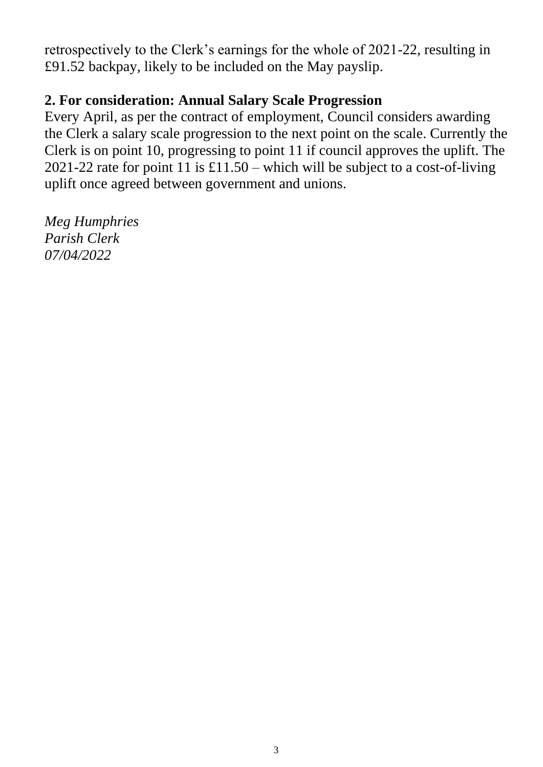retrospectively to the Clerk's earnings for the whole of 2021-22, resulting in £91.52 backpay, likely to be included on the May payslip.

**2. For consideration: Annual Salary Scale Progression**

Every April, as per the contract of employment, Council considers awarding the Clerk a salary scale progression to the next point on the scale. Currently the Clerk is on point 10, progressing to point 11 if council approves the uplift. The 2021-22 rate for point 11 is £11.50 – which will be subject to a cost-of-living uplift once agreed between government and unions.

*Meg Humphries*
*Parish Clerk*
*07/04/2022*